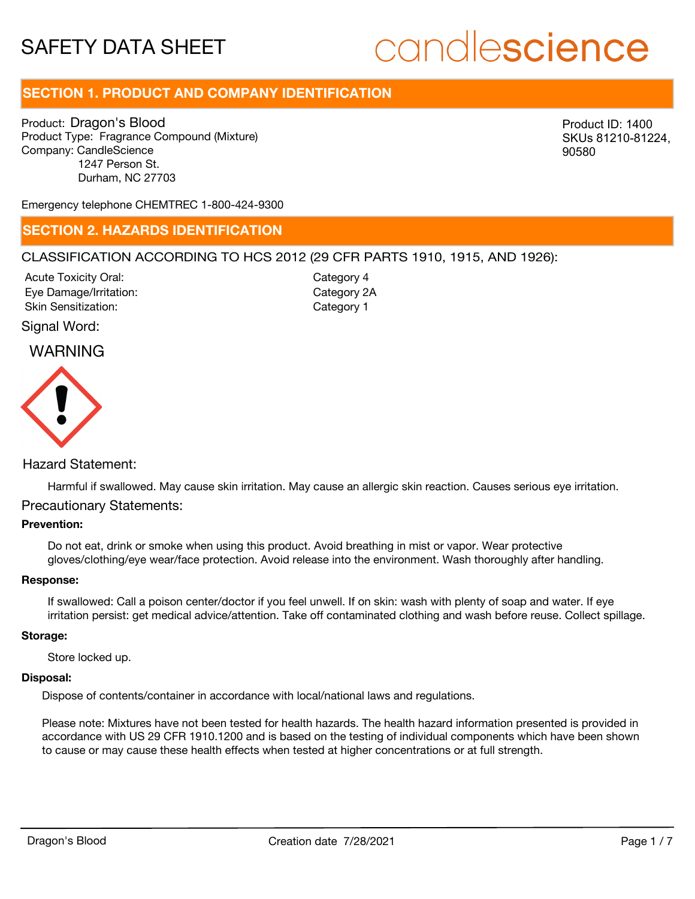# SAFETY DATA SHEET

candlescience

## SECTION 1. PRODUCT AND COMPANY IDENTIFICATION

Product: Dragon's Blood
Product Type: Fragrance Compound (Mixture)
Company: CandleScience
1247 Person St.
Durham, NC 27703

Product ID: 1400
SKUs 81210-81224, 90580

Emergency telephone CHEMTREC 1-800-424-9300

## SECTION 2. HAZARDS IDENTIFICATION

CLASSIFICATION ACCORDING TO HCS 2012 (29 CFR PARTS 1910, 1915, AND 1926):

| | |
|---|---|
| Acute Toxicity Oral: | Category 4 |
| Eye Damage/Irritation: | Category 2A |
| Skin Sensitization: | Category 1 |

Signal Word:

WARNING

Hazard Statement:

Harmful if swallowed. May cause skin irritation. May cause an allergic skin reaction. Causes serious eye irritation.

Precautionary Statements:

**Prevention:**

Do not eat, drink or smoke when using this product. Avoid breathing in mist or vapor. Wear protective gloves/clothing/eye wear/face protection. Avoid release into the environment. Wash thoroughly after handling.

**Response:**

If swallowed: Call a poison center/doctor if you feel unwell. If on skin: wash with plenty of soap and water. If eye irritation persist: get medical advice/attention. Take off contaminated clothing and wash before reuse. Collect spillage.

**Storage:**

Store locked up.

**Disposal:**

Dispose of contents/container in accordance with local/national laws and regulations.

Please note: Mixtures have not been tested for health hazards. The health hazard information presented is provided in accordance with US 29 CFR 1910.1200 and is based on the testing of individual components which have been shown to cause or may cause these health effects when tested at higher concentrations or at full strength.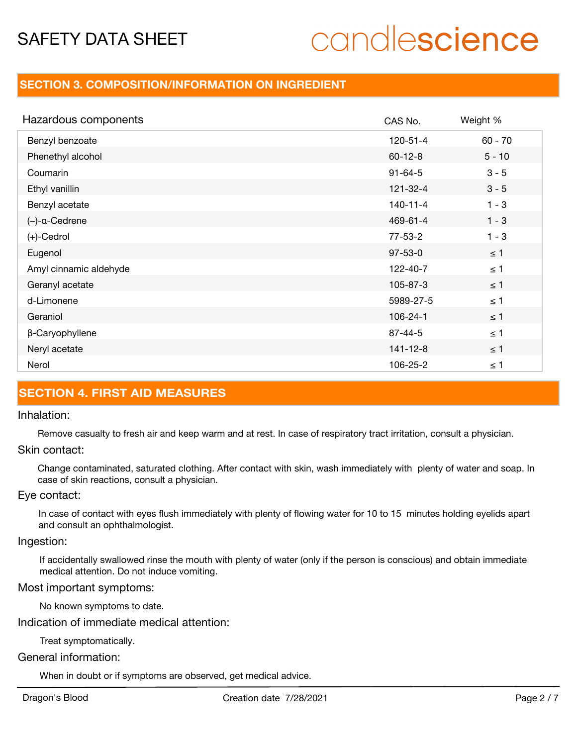## SECTION 3. COMPOSITION/INFORMATION ON INGREDIENT

| Hazardous components | CAS No. | Weight % |
|---|---|---|
| Benzyl benzoate | 120-51-4 | 60 - 70 |
| Phenethyl alcohol | 60-12-8 | 5 - 10 |
| Coumarin | 91-64-5 | 3 - 5 |
| Ethyl vanillin | 121-32-4 | 3 - 5 |
| Benzyl acetate | 140-11-4 | 1 - 3 |
| (–)-α-Cedrene | 469-61-4 | 1 - 3 |
| (+)-Cedrol | 77-53-2 | 1 - 3 |
| Eugenol | 97-53-0 | ≤ 1 |
| Amyl cinnamic aldehyde | 122-40-7 | ≤ 1 |
| Geranyl acetate | 105-87-3 | ≤ 1 |
| d-Limonene | 5989-27-5 | ≤ 1 |
| Geraniol | 106-24-1 | ≤ 1 |
| β-Caryophyllene | 87-44-5 | ≤ 1 |
| Neryl acetate | 141-12-8 | ≤ 1 |
| Nerol | 106-25-2 | ≤ 1 |

## SECTION 4. FIRST AID MEASURES

### Inhalation:

Remove casualty to fresh air and keep warm and at rest. In case of respiratory tract irritation, consult a physician.

### Skin contact:

Change contaminated, saturated clothing. After contact with skin, wash immediately with plenty of water and soap. In case of skin reactions, consult a physician.

### Eye contact:

In case of contact with eyes flush immediately with plenty of flowing water for 10 to 15 minutes holding eyelids apart and consult an ophthalmologist.

### Ingestion:

If accidentally swallowed rinse the mouth with plenty of water (only if the person is conscious) and obtain immediate medical attention. Do not induce vomiting.

### Most important symptoms:

No known symptoms to date.

### Indication of immediate medical attention:

Treat symptomatically.

### General information:

When in doubt or if symptoms are observed, get medical advice.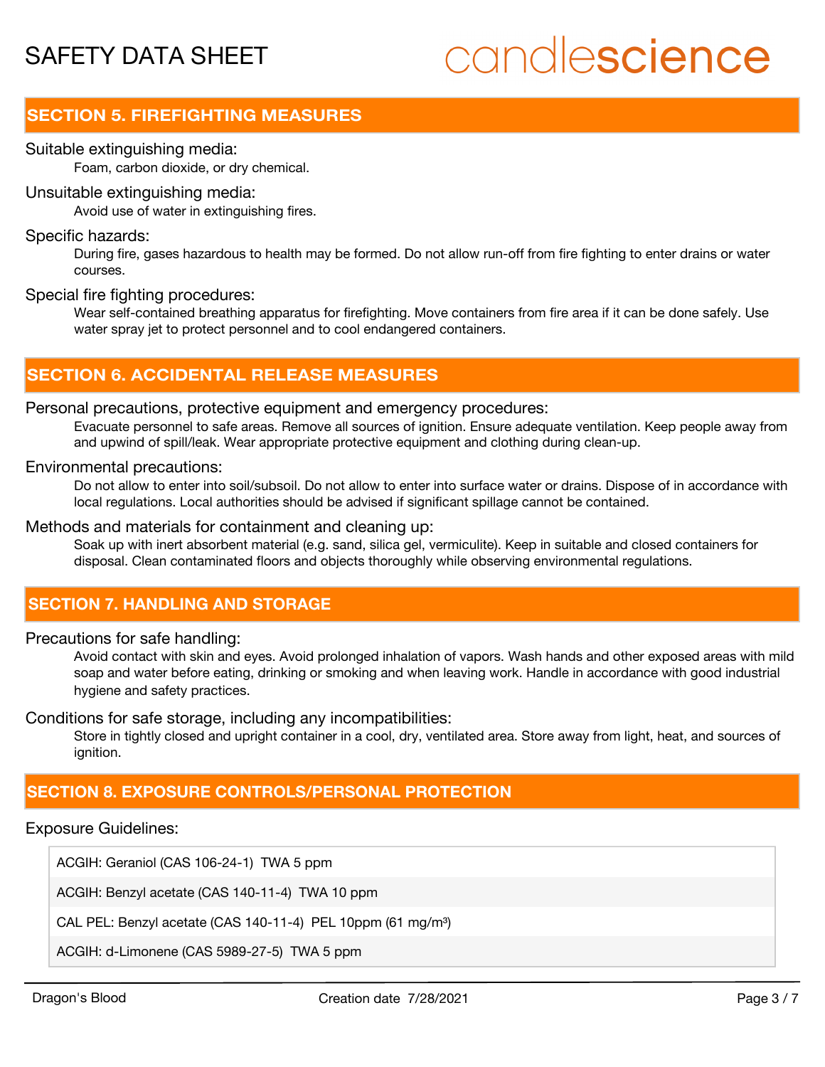## SECTION 5. FIREFIGHTING MEASURES

Suitable extinguishing media:

Foam, carbon dioxide, or dry chemical.

Unsuitable extinguishing media:

Avoid use of water in extinguishing fires.

Specific hazards:

During fire, gases hazardous to health may be formed. Do not allow run-off from fire fighting to enter drains or water courses.

Special fire fighting procedures:

Wear self-contained breathing apparatus for firefighting. Move containers from fire area if it can be done safely. Use water spray jet to protect personnel and to cool endangered containers.

## SECTION 6. ACCIDENTAL RELEASE MEASURES

Personal precautions, protective equipment and emergency procedures:

Evacuate personnel to safe areas. Remove all sources of ignition. Ensure adequate ventilation. Keep people away from and upwind of spill/leak. Wear appropriate protective equipment and clothing during clean-up.

Environmental precautions:

Do not allow to enter into soil/subsoil. Do not allow to enter into surface water or drains. Dispose of in accordance with local regulations. Local authorities should be advised if significant spillage cannot be contained.

Methods and materials for containment and cleaning up:

Soak up with inert absorbent material (e.g. sand, silica gel, vermiculite). Keep in suitable and closed containers for disposal. Clean contaminated floors and objects thoroughly while observing environmental regulations.

## SECTION 7. HANDLING AND STORAGE

Precautions for safe handling:

Avoid contact with skin and eyes. Avoid prolonged inhalation of vapors. Wash hands and other exposed areas with mild soap and water before eating, drinking or smoking and when leaving work. Handle in accordance with good industrial hygiene and safety practices.

Conditions for safe storage, including any incompatibilities:

Store in tightly closed and upright container in a cool, dry, ventilated area. Store away from light, heat, and sources of ignition.

## SECTION 8. EXPOSURE CONTROLS/PERSONAL PROTECTION

Exposure Guidelines:

| |
|---|
| ACGIH: Geraniol (CAS 106-24-1) TWA 5 ppm |
| ACGIH: Benzyl acetate (CAS 140-11-4) TWA 10 ppm |
| CAL PEL: Benzyl acetate (CAS 140-11-4) PEL 10ppm (61 mg/m$^3$) |
| ACGIH: d-Limonene (CAS 5989-27-5) TWA 5 ppm |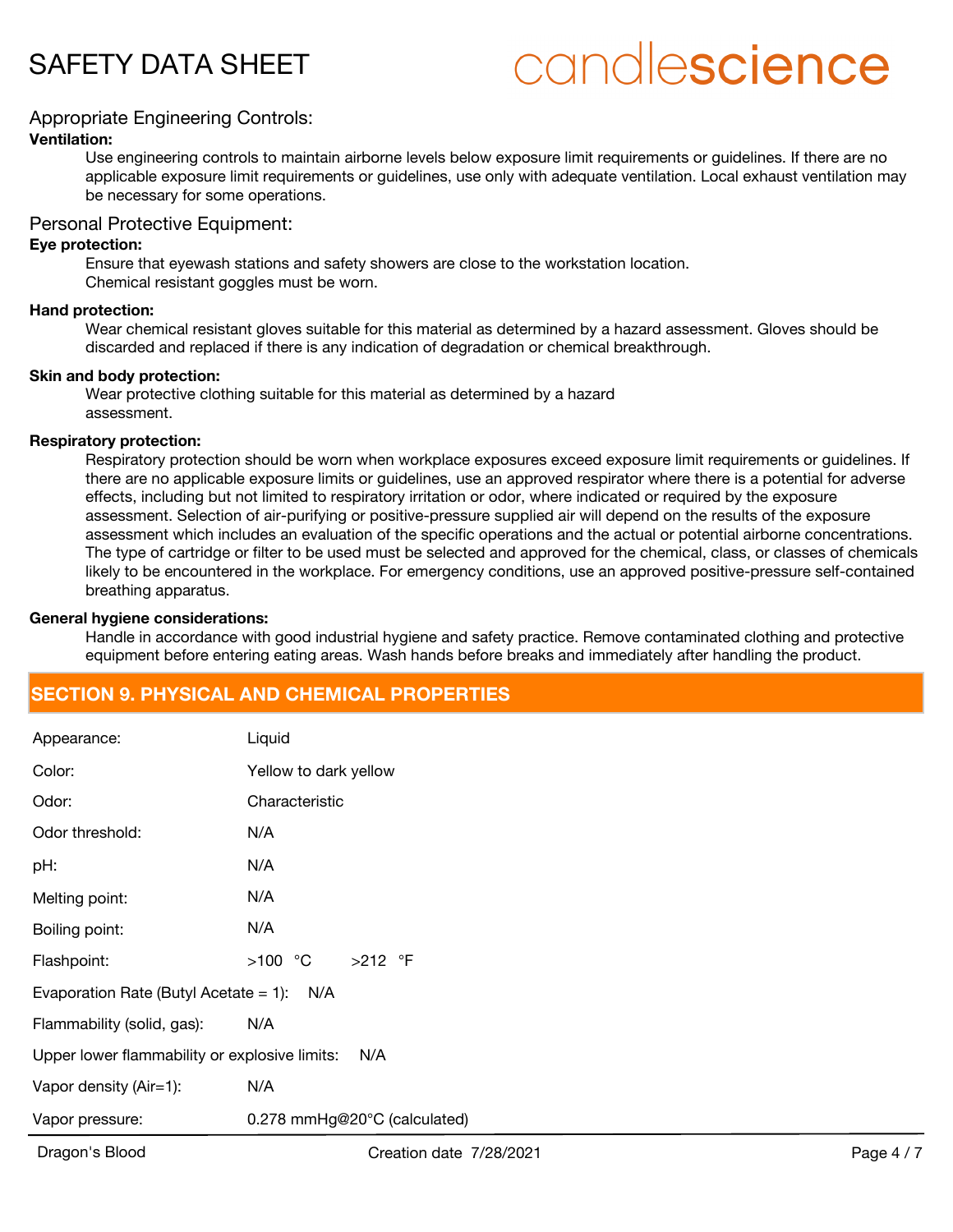### Appropriate Engineering Controls:

**Ventilation:**

Use engineering controls to maintain airborne levels below exposure limit requirements or guidelines. If there are no applicable exposure limit requirements or guidelines, use only with adequate ventilation. Local exhaust ventilation may be necessary for some operations.

### Personal Protective Equipment:

**Eye protection:**

Ensure that eyewash stations and safety showers are close to the workstation location.
Chemical resistant goggles must be worn.

**Hand protection:**

Wear chemical resistant gloves suitable for this material as determined by a hazard assessment. Gloves should be discarded and replaced if there is any indication of degradation or chemical breakthrough.

**Skin and body protection:**

Wear protective clothing suitable for this material as determined by a hazard assessment.

**Respiratory protection:**

Respiratory protection should be worn when workplace exposures exceed exposure limit requirements or guidelines. If there are no applicable exposure limits or guidelines, use an approved respirator where there is a potential for adverse effects, including but not limited to respiratory irritation or odor, where indicated or required by the exposure assessment. Selection of air-purifying or positive-pressure supplied air will depend on the results of the exposure assessment which includes an evaluation of the specific operations and the actual or potential airborne concentrations. The type of cartridge or filter to be used must be selected and approved for the chemical, class, or classes of chemicals likely to be encountered in the workplace. For emergency conditions, use an approved positive-pressure self-contained breathing apparatus.

**General hygiene considerations:**

Handle in accordance with good industrial hygiene and safety practice. Remove contaminated clothing and protective equipment before entering eating areas. Wash hands before breaks and immediately after handling the product.

## SECTION 9. PHYSICAL AND CHEMICAL PROPERTIES

| | |
|---|---|
| Appearance: | Liquid |
| Color: | Yellow to dark yellow |
| Odor: | Characteristic |
| Odor threshold: | N/A |
| pH: | N/A |
| Melting point: | N/A |
| Boiling point: | N/A |
| Flashpoint: | >100 °C >212 °F |
| Evaporation Rate (Butyl Acetate = 1): | N/A |
| Flammability (solid, gas): | N/A |
| Upper lower flammability or explosive limits: | N/A |
| Vapor density (Air=1): | N/A |
| Vapor pressure: | 0.278 mmHg@20°C (calculated) |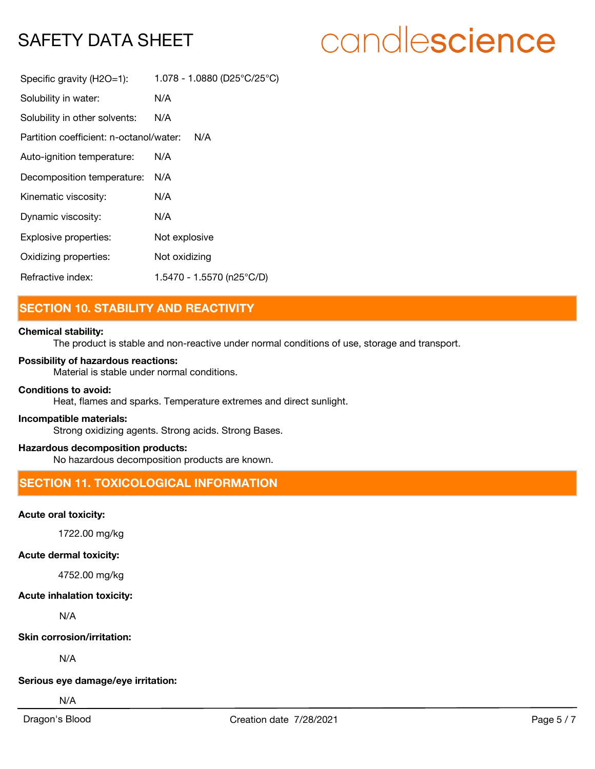| | |
|---|---|
| Specific gravity (H2O=1): | 1.078 - 1.0880 (D25°C/25°C) |
| Solubility in water: | N/A |
| Solubility in other solvents: | N/A |
| Partition coefficient: n-octanol/water: | N/A |
| Auto-ignition temperature: | N/A |
| Decomposition temperature: | N/A |
| Kinematic viscosity: | N/A |
| Dynamic viscosity: | N/A |
| Explosive properties: | Not explosive |
| Oxidizing properties: | Not oxidizing |
| Refractive index: | 1.5470 - 1.5570 (n25°C/D) |

## SECTION 10. STABILITY AND REACTIVITY

**Chemical stability:**

The product is stable and non-reactive under normal conditions of use, storage and transport.

**Possibility of hazardous reactions:**

Material is stable under normal conditions.

**Conditions to avoid:**

Heat, flames and sparks. Temperature extremes and direct sunlight.

**Incompatible materials:**

Strong oxidizing agents. Strong acids. Strong Bases.

**Hazardous decomposition products:**

No hazardous decomposition products are known.

## SECTION 11. TOXICOLOGICAL INFORMATION

**Acute oral toxicity:**

1722.00 mg/kg

**Acute dermal toxicity:**

4752.00 mg/kg

**Acute inhalation toxicity:**

N/A

**Skin corrosion/irritation:**

N/A

**Serious eye damage/eye irritation:**

N/A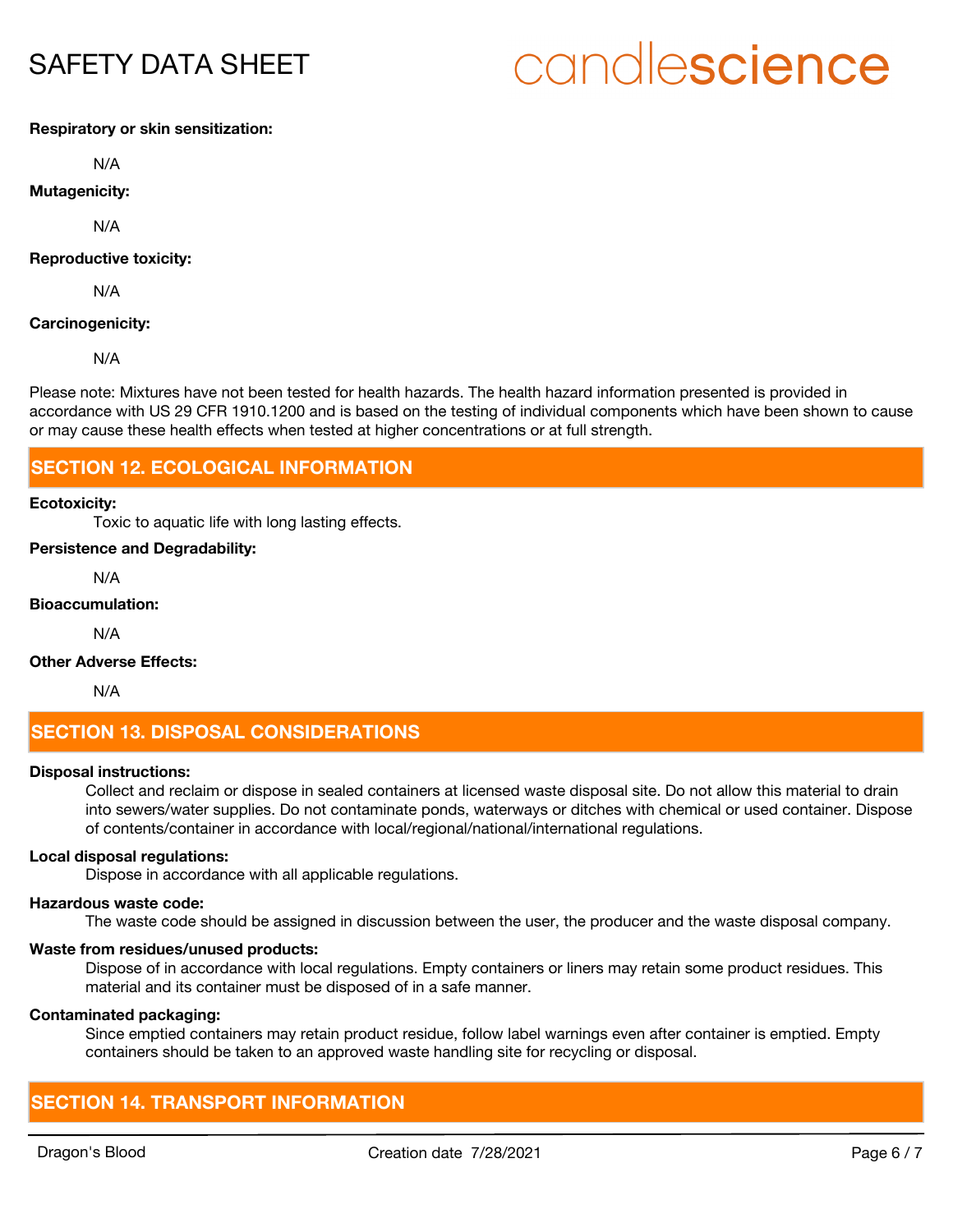**Respiratory or skin sensitization:**

N/A

**Mutagenicity:**

N/A

**Reproductive toxicity:**

N/A

**Carcinogenicity:**

N/A

Please note: Mixtures have not been tested for health hazards. The health hazard information presented is provided in accordance with US 29 CFR 1910.1200 and is based on the testing of individual components which have been shown to cause or may cause these health effects when tested at higher concentrations or at full strength.

## SECTION 12. ECOLOGICAL INFORMATION

**Ecotoxicity:**

Toxic to aquatic life with long lasting effects.

**Persistence and Degradability:**

N/A

**Bioaccumulation:**

N/A

**Other Adverse Effects:**

N/A

## SECTION 13. DISPOSAL CONSIDERATIONS

**Disposal instructions:**

Collect and reclaim or dispose in sealed containers at licensed waste disposal site. Do not allow this material to drain into sewers/water supplies. Do not contaminate ponds, waterways or ditches with chemical or used container. Dispose of contents/container in accordance with local/regional/national/international regulations.

**Local disposal regulations:**

Dispose in accordance with all applicable regulations.

**Hazardous waste code:**

The waste code should be assigned in discussion between the user, the producer and the waste disposal company.

**Waste from residues/unused products:**

Dispose of in accordance with local regulations. Empty containers or liners may retain some product residues. This material and its container must be disposed of in a safe manner.

**Contaminated packaging:**

Since emptied containers may retain product residue, follow label warnings even after container is emptied. Empty containers should be taken to an approved waste handling site for recycling or disposal.

## SECTION 14. TRANSPORT INFORMATION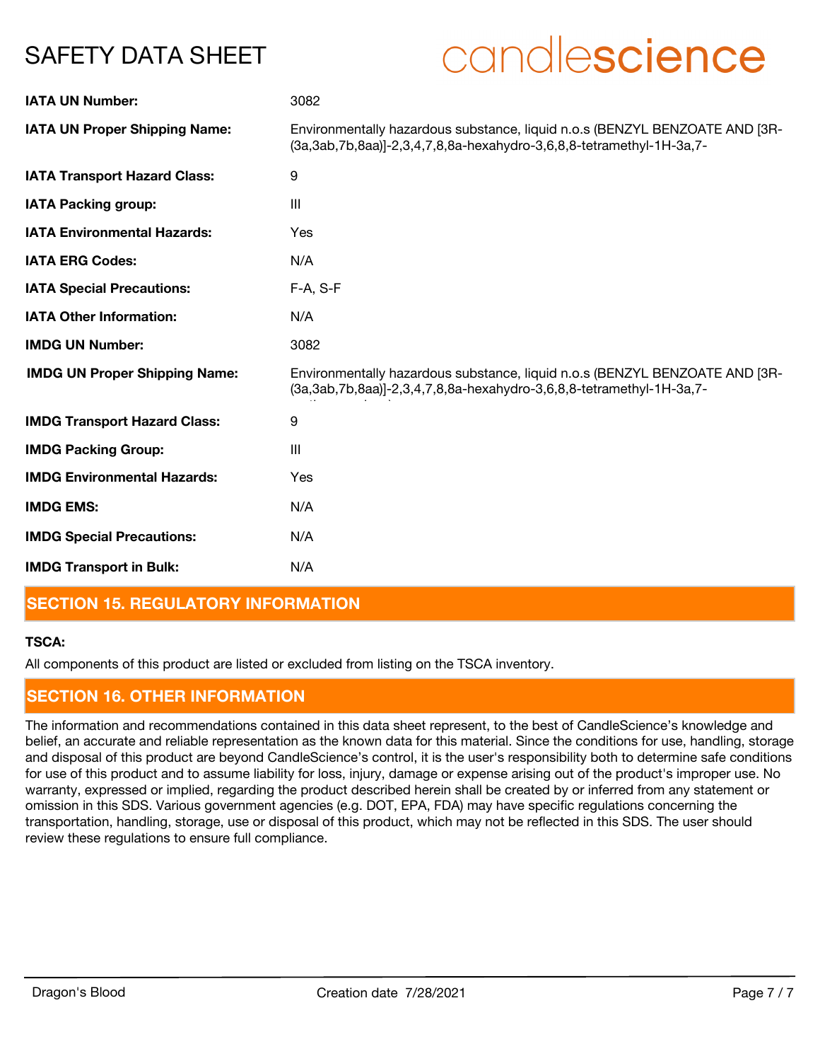| | |
|---|---|
| **IATA UN Number:** | 3082 |
| **IATA UN Proper Shipping Name:** | Environmentally hazardous substance, liquid n.o.s (BENZYL BENZOATE AND [3R-(3a,3ab,7b,8aa)]-2,3,4,7,8,8a-hexahydro-3,6,8,8-tetramethyl-1H-3a,7- |
| **IATA Transport Hazard Class:** | 9 |
| **IATA Packing group:** | III |
| **IATA Environmental Hazards:** | Yes |
| **IATA ERG Codes:** | N/A |
| **IATA Special Precautions:** | F-A, S-F |
| **IATA Other Information:** | N/A |
| **IMDG UN Number:** | 3082 |
| **IMDG UN Proper Shipping Name:** | Environmentally hazardous substance, liquid n.o.s (BENZYL BENZOATE AND [3R-(3a,3ab,7b,8aa)]-2,3,4,7,8,8a-hexahydro-3,6,8,8-tetramethyl-1H-3a,7- |
| **IMDG Transport Hazard Class:** | 9 |
| **IMDG Packing Group:** | III |
| **IMDG Environmental Hazards:** | Yes |
| **IMDG EMS:** | N/A |
| **IMDG Special Precautions:** | N/A |
| **IMDG Transport in Bulk:** | N/A |

## SECTION 15. REGULATORY INFORMATION

**TSCA:**

All components of this product are listed or excluded from listing on the TSCA inventory.

## SECTION 16. OTHER INFORMATION

The information and recommendations contained in this data sheet represent, to the best of CandleScience's knowledge and belief, an accurate and reliable representation as the known data for this material. Since the conditions for use, handling, storage and disposal of this product are beyond CandleScience's control, it is the user's responsibility both to determine safe conditions for use of this product and to assume liability for loss, injury, damage or expense arising out of the product's improper use. No warranty, expressed or implied, regarding the product described herein shall be created by or inferred from any statement or omission in this SDS. Various government agencies (e.g. DOT, EPA, FDA) may have specific regulations concerning the transportation, handling, storage, use or disposal of this product, which may not be reflected in this SDS. The user should review these regulations to ensure full compliance.